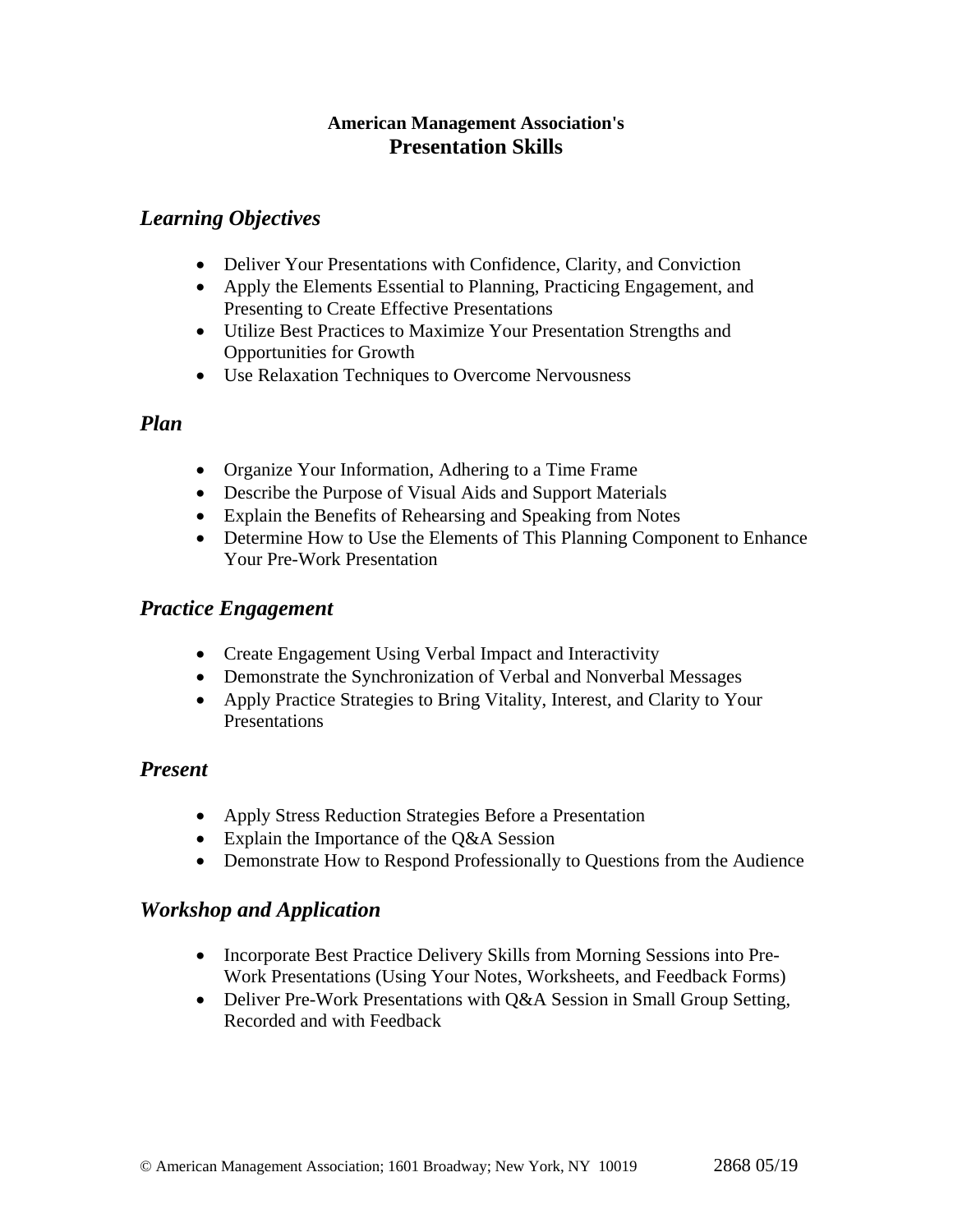**American Management Association's**
# Presentation Skills

## *Learning Objectives*

- Deliver Your Presentations with Confidence, Clarity, and Conviction
- Apply the Elements Essential to Planning, Practicing Engagement, and Presenting to Create Effective Presentations
- Utilize Best Practices to Maximize Your Presentation Strengths and Opportunities for Growth
- Use Relaxation Techniques to Overcome Nervousness

## *Plan*

- Organize Your Information, Adhering to a Time Frame
- Describe the Purpose of Visual Aids and Support Materials
- Explain the Benefits of Rehearsing and Speaking from Notes
- Determine How to Use the Elements of This Planning Component to Enhance Your Pre-Work Presentation

## *Practice Engagement*

- Create Engagement Using Verbal Impact and Interactivity
- Demonstrate the Synchronization of Verbal and Nonverbal Messages
- Apply Practice Strategies to Bring Vitality, Interest, and Clarity to Your Presentations

## *Present*

- Apply Stress Reduction Strategies Before a Presentation
- Explain the Importance of the Q&A Session
- Demonstrate How to Respond Professionally to Questions from the Audience

## *Workshop and Application*

- Incorporate Best Practice Delivery Skills from Morning Sessions into Pre-Work Presentations (Using Your Notes, Worksheets, and Feedback Forms)
- Deliver Pre-Work Presentations with Q&A Session in Small Group Setting, Recorded and with Feedback

© American Management Association; 1601 Broadway; New York, NY 10019 2868 05/19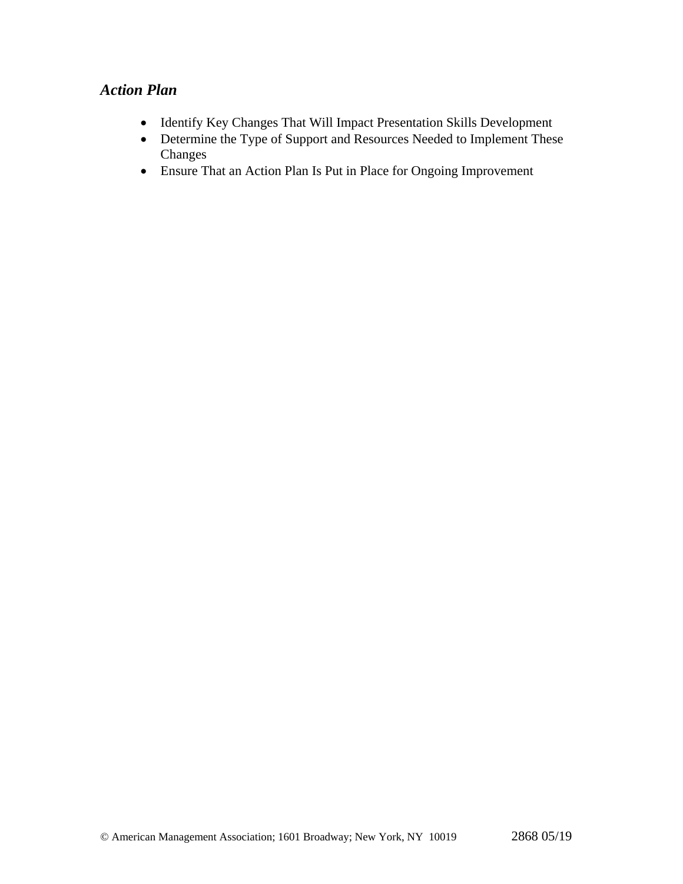### *Action Plan*

- Identify Key Changes That Will Impact Presentation Skills Development
- Determine the Type of Support and Resources Needed to Implement These Changes
- Ensure That an Action Plan Is Put in Place for Ongoing Improvement